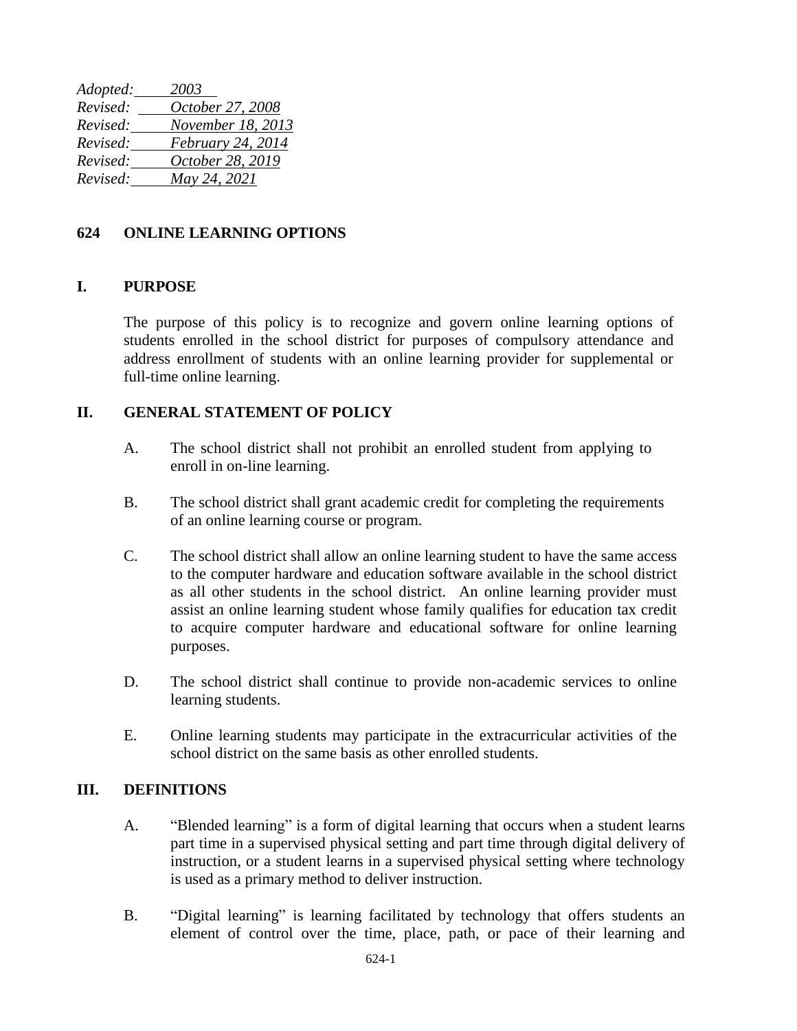*Adopted:* *2003*
*Revised:* *October 27, 2008*
*Revised:* *November 18, 2013*
*Revised:* *February 24, 2014*
*Revised:* *October 28, 2019*
*Revised:* *May 24, 2021*

# 624 ONLINE LEARNING OPTIONS

## I. PURPOSE

The purpose of this policy is to recognize and govern online learning options of students enrolled in the school district for purposes of compulsory attendance and address enrollment of students with an online learning provider for supplemental or full-time online learning.

## II. GENERAL STATEMENT OF POLICY

A. The school district shall not prohibit an enrolled student from applying to enroll in on-line learning.

B. The school district shall grant academic credit for completing the requirements of an online learning course or program.

C. The school district shall allow an online learning student to have the same access to the computer hardware and education software available in the school district as all other students in the school district. An online learning provider must assist an online learning student whose family qualifies for education tax credit to acquire computer hardware and educational software for online learning purposes.

D. The school district shall continue to provide non-academic services to online learning students.

E. Online learning students may participate in the extracurricular activities of the school district on the same basis as other enrolled students.

## III. DEFINITIONS

A. "Blended learning" is a form of digital learning that occurs when a student learns part time in a supervised physical setting and part time through digital delivery of instruction, or a student learns in a supervised physical setting where technology is used as a primary method to deliver instruction.

B. "Digital learning" is learning facilitated by technology that offers students an element of control over the time, place, path, or pace of their learning and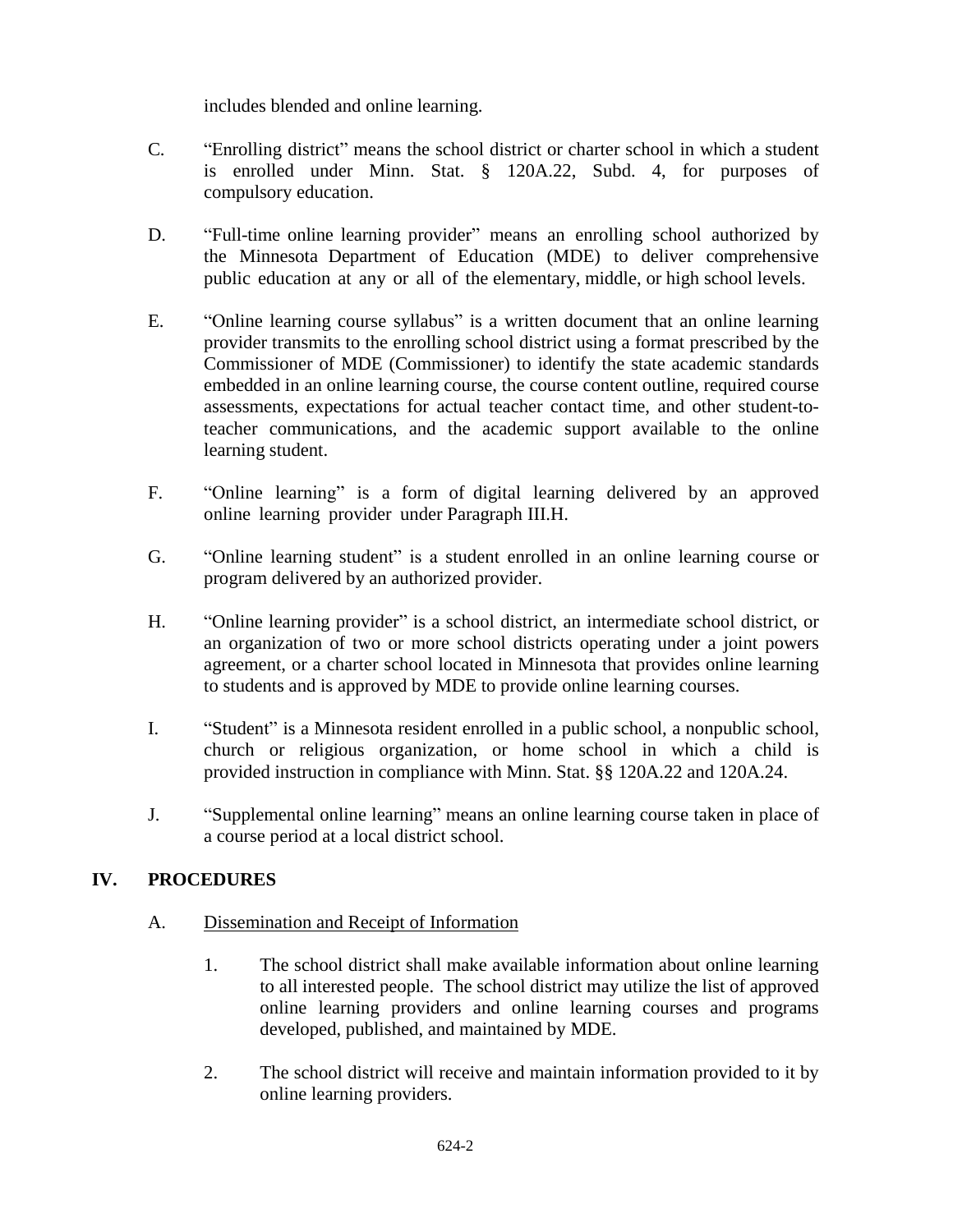includes blended and online learning.

C. "Enrolling district" means the school district or charter school in which a student is enrolled under Minn. Stat. § 120A.22, Subd. 4, for purposes of compulsory education.

D. "Full-time online learning provider" means an enrolling school authorized by the Minnesota Department of Education (MDE) to deliver comprehensive public education at any or all of the elementary, middle, or high school levels.

E. "Online learning course syllabus" is a written document that an online learning provider transmits to the enrolling school district using a format prescribed by the Commissioner of MDE (Commissioner) to identify the state academic standards embedded in an online learning course, the course content outline, required course assessments, expectations for actual teacher contact time, and other student-to-teacher communications, and the academic support available to the online learning student.

F. "Online learning" is a form of digital learning delivered by an approved online learning provider under Paragraph III.H.

G. "Online learning student" is a student enrolled in an online learning course or program delivered by an authorized provider.

H. "Online learning provider" is a school district, an intermediate school district, or an organization of two or more school districts operating under a joint powers agreement, or a charter school located in Minnesota that provides online learning to students and is approved by MDE to provide online learning courses.

I. "Student" is a Minnesota resident enrolled in a public school, a nonpublic school, church or religious organization, or home school in which a child is provided instruction in compliance with Minn. Stat. §§ 120A.22 and 120A.24.

J. "Supplemental online learning" means an online learning course taken in place of a course period at a local district school.

## IV. PROCEDURES

A. <u>Dissemination and Receipt of Information</u>

1. The school district shall make available information about online learning to all interested people. The school district may utilize the list of approved online learning providers and online learning courses and programs developed, published, and maintained by MDE.

2. The school district will receive and maintain information provided to it by online learning providers.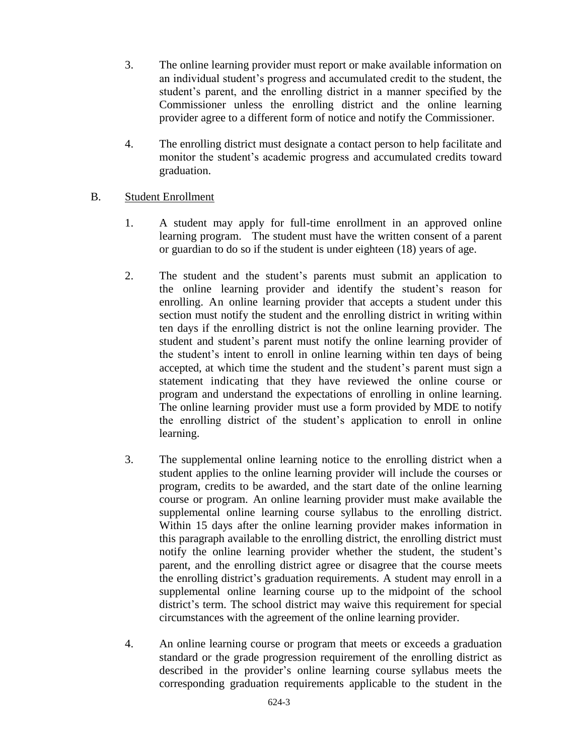3. The online learning provider must report or make available information on an individual student's progress and accumulated credit to the student, the student's parent, and the enrolling district in a manner specified by the Commissioner unless the enrolling district and the online learning provider agree to a different form of notice and notify the Commissioner.

4. The enrolling district must designate a contact person to help facilitate and monitor the student's academic progress and accumulated credits toward graduation.

B. Student Enrollment

1. A student may apply for full-time enrollment in an approved online learning program. The student must have the written consent of a parent or guardian to do so if the student is under eighteen (18) years of age.

2. The student and the student's parents must submit an application to the online learning provider and identify the student's reason for enrolling. An online learning provider that accepts a student under this section must notify the student and the enrolling district in writing within ten days if the enrolling district is not the online learning provider. The student and student's parent must notify the online learning provider of the student's intent to enroll in online learning within ten days of being accepted, at which time the student and the student's parent must sign a statement indicating that they have reviewed the online course or program and understand the expectations of enrolling in online learning. The online learning provider must use a form provided by MDE to notify the enrolling district of the student's application to enroll in online learning.

3. The supplemental online learning notice to the enrolling district when a student applies to the online learning provider will include the courses or program, credits to be awarded, and the start date of the online learning course or program. An online learning provider must make available the supplemental online learning course syllabus to the enrolling district. Within 15 days after the online learning provider makes information in this paragraph available to the enrolling district, the enrolling district must notify the online learning provider whether the student, the student's parent, and the enrolling district agree or disagree that the course meets the enrolling district's graduation requirements. A student may enroll in a supplemental online learning course up to the midpoint of the school district's term. The school district may waive this requirement for special circumstances with the agreement of the online learning provider.

4. An online learning course or program that meets or exceeds a graduation standard or the grade progression requirement of the enrolling district as described in the provider's online learning course syllabus meets the corresponding graduation requirements applicable to the student in the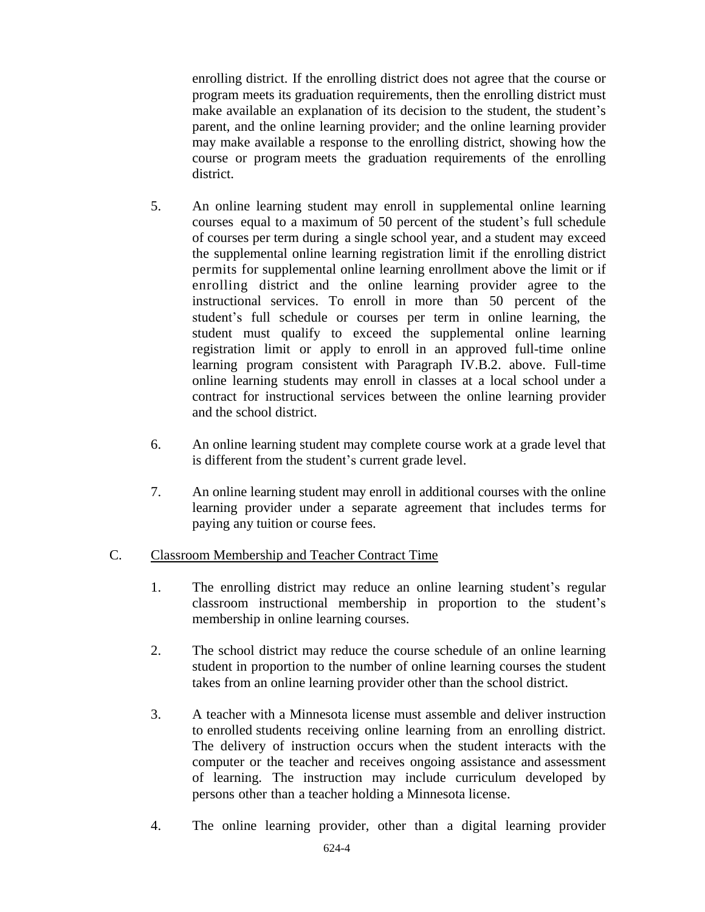enrolling district. If the enrolling district does not agree that the course or program meets its graduation requirements, then the enrolling district must make available an explanation of its decision to the student, the student's parent, and the online learning provider; and the online learning provider may make available a response to the enrolling district, showing how the course or program meets the graduation requirements of the enrolling district.

5. An online learning student may enroll in supplemental online learning courses equal to a maximum of 50 percent of the student's full schedule of courses per term during a single school year, and a student may exceed the supplemental online learning registration limit if the enrolling district permits for supplemental online learning enrollment above the limit or if enrolling district and the online learning provider agree to the instructional services. To enroll in more than 50 percent of the student's full schedule or courses per term in online learning, the student must qualify to exceed the supplemental online learning registration limit or apply to enroll in an approved full-time online learning program consistent with Paragraph IV.B.2. above. Full-time online learning students may enroll in classes at a local school under a contract for instructional services between the online learning provider and the school district.

6. An online learning student may complete course work at a grade level that is different from the student's current grade level.

7. An online learning student may enroll in additional courses with the online learning provider under a separate agreement that includes terms for paying any tuition or course fees.

C. Classroom Membership and Teacher Contract Time

1. The enrolling district may reduce an online learning student's regular classroom instructional membership in proportion to the student's membership in online learning courses.

2. The school district may reduce the course schedule of an online learning student in proportion to the number of online learning courses the student takes from an online learning provider other than the school district.

3. A teacher with a Minnesota license must assemble and deliver instruction to enrolled students receiving online learning from an enrolling district. The delivery of instruction occurs when the student interacts with the computer or the teacher and receives ongoing assistance and assessment of learning. The instruction may include curriculum developed by persons other than a teacher holding a Minnesota license.

4. The online learning provider, other than a digital learning provider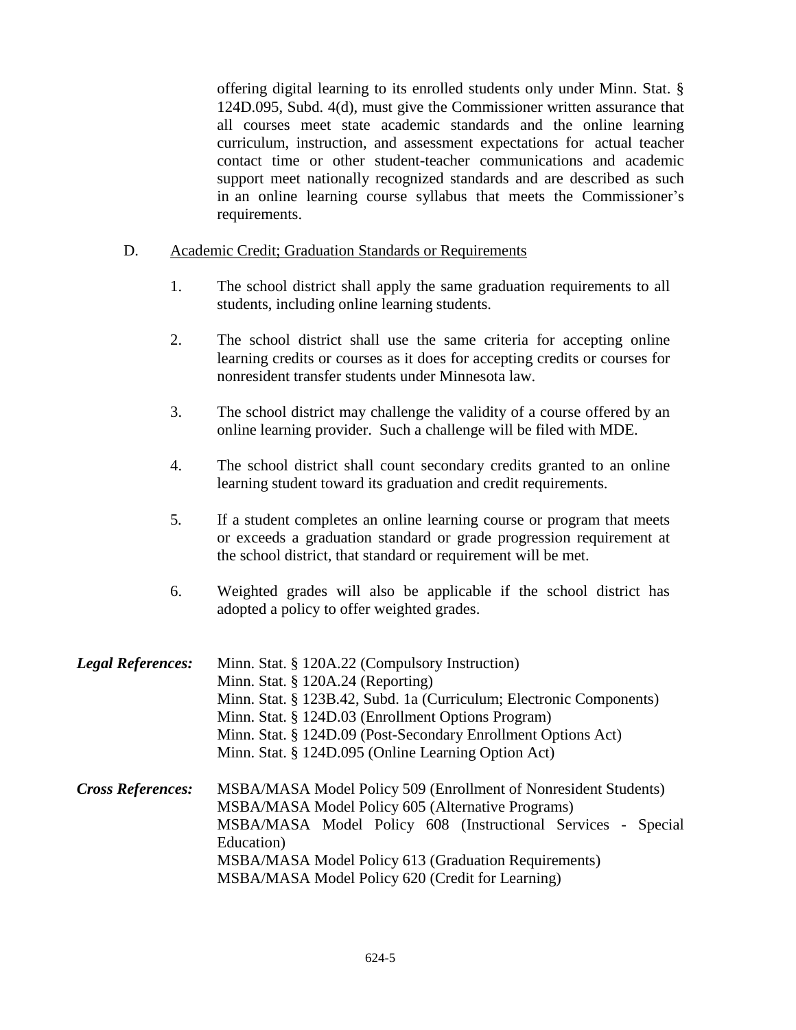offering digital learning to its enrolled students only under Minn. Stat. § 124D.095, Subd. 4(d), must give the Commissioner written assurance that all courses meet state academic standards and the online learning curriculum, instruction, and assessment expectations for actual teacher contact time or other student-teacher communications and academic support meet nationally recognized standards and are described as such in an online learning course syllabus that meets the Commissioner's requirements.

D. Academic Credit; Graduation Standards or Requirements

1. The school district shall apply the same graduation requirements to all students, including online learning students.

2. The school district shall use the same criteria for accepting online learning credits or courses as it does for accepting credits or courses for nonresident transfer students under Minnesota law.

3. The school district may challenge the validity of a course offered by an online learning provider. Such a challenge will be filed with MDE.

4. The school district shall count secondary credits granted to an online learning student toward its graduation and credit requirements.

5. If a student completes an online learning course or program that meets or exceeds a graduation standard or grade progression requirement at the school district, that standard or requirement will be met.

6. Weighted grades will also be applicable if the school district has adopted a policy to offer weighted grades.

***Legal References:***
Minn. Stat. § 120A.22 (Compulsory Instruction)
Minn. Stat. § 120A.24 (Reporting)
Minn. Stat. § 123B.42, Subd. 1a (Curriculum; Electronic Components)
Minn. Stat. § 124D.03 (Enrollment Options Program)
Minn. Stat. § 124D.09 (Post-Secondary Enrollment Options Act)
Minn. Stat. § 124D.095 (Online Learning Option Act)

***Cross References:***
MSBA/MASA Model Policy 509 (Enrollment of Nonresident Students)
MSBA/MASA Model Policy 605 (Alternative Programs)
MSBA/MASA Model Policy 608 (Instructional Services - Special Education)
MSBA/MASA Model Policy 613 (Graduation Requirements)
MSBA/MASA Model Policy 620 (Credit for Learning)